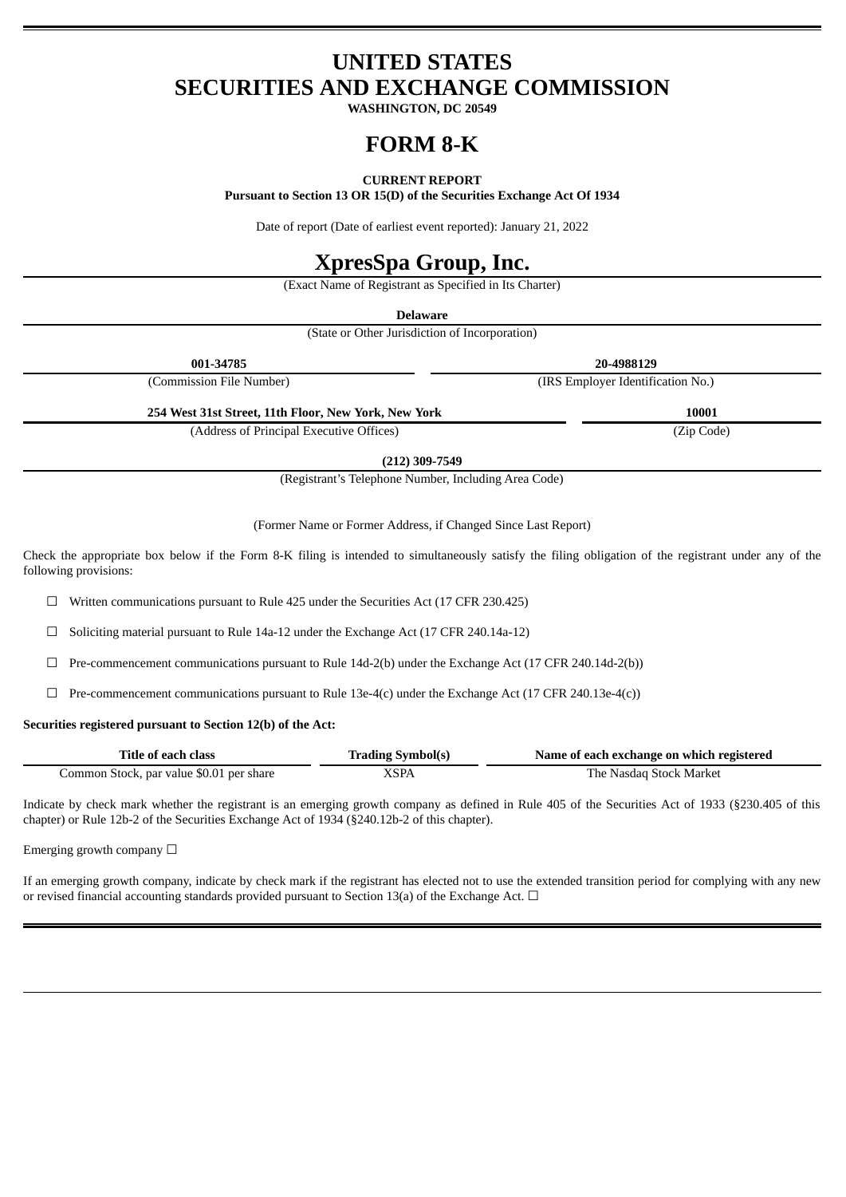# UNITED STATES
# SECURITIES AND EXCHANGE COMMISSION

**WASHINGTON, DC 20549**

# FORM 8-K

**CURRENT REPORT**

**Pursuant to Section 13 OR 15(D) of the Securities Exchange Act Of 1934**

Date of report (Date of earliest event reported): January 21, 2022

# XpresSpa Group, Inc.

(Exact Name of Registrant as Specified in Its Charter)

**Delaware**

(State or Other Jurisdiction of Incorporation)

| **001-34785** | **20-4988129** |
|---|---|
| (Commission File Number) | (IRS Employer Identification No.) |

| **254 West 31st Street, 11th Floor, New York, New York** | **10001** |
|---|---|
| (Address of Principal Executive Offices) | (Zip Code) |

**(212) 309-7549**

(Registrant's Telephone Number, Including Area Code)

(Former Name or Former Address, if Changed Since Last Report)

Check the appropriate box below if the Form 8-K filing is intended to simultaneously satisfy the filing obligation of the registrant under any of the following provisions:

☐ Written communications pursuant to Rule 425 under the Securities Act (17 CFR 230.425)

☐ Soliciting material pursuant to Rule 14a-12 under the Exchange Act (17 CFR 240.14a-12)

☐ Pre-commencement communications pursuant to Rule 14d-2(b) under the Exchange Act (17 CFR 240.14d-2(b))

☐ Pre-commencement communications pursuant to Rule 13e-4(c) under the Exchange Act (17 CFR 240.13e-4(c))

**Securities registered pursuant to Section 12(b) of the Act:**

| Title of each class | Trading Symbol(s) | Name of each exchange on which registered |
|---|---|---|
| Common Stock, par value $0.01 per share | XSPA | The Nasdaq Stock Market |

Indicate by check mark whether the registrant is an emerging growth company as defined in Rule 405 of the Securities Act of 1933 (§230.405 of this chapter) or Rule 12b-2 of the Securities Exchange Act of 1934 (§240.12b-2 of this chapter).

Emerging growth company ☐

If an emerging growth company, indicate by check mark if the registrant has elected not to use the extended transition period for complying with any new or revised financial accounting standards provided pursuant to Section 13(a) of the Exchange Act. ☐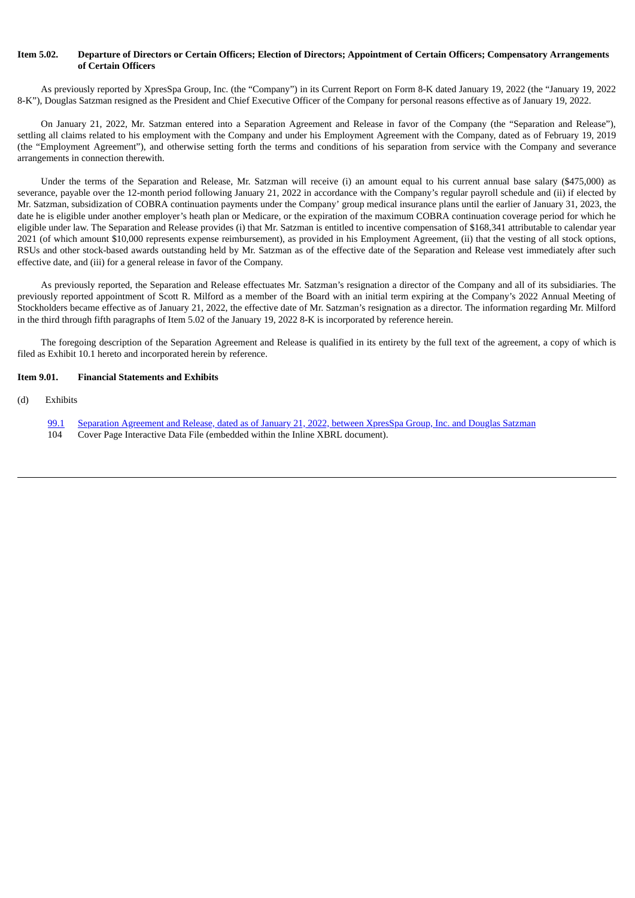**Item 5.02. Departure of Directors or Certain Officers; Election of Directors; Appointment of Certain Officers; Compensatory Arrangements of Certain Officers**

As previously reported by XpresSpa Group, Inc. (the "Company") in its Current Report on Form 8-K dated January 19, 2022 (the "January 19, 2022 8-K"), Douglas Satzman resigned as the President and Chief Executive Officer of the Company for personal reasons effective as of January 19, 2022.

On January 21, 2022, Mr. Satzman entered into a Separation Agreement and Release in favor of the Company (the "Separation and Release"), settling all claims related to his employment with the Company and under his Employment Agreement with the Company, dated as of February 19, 2019 (the "Employment Agreement"), and otherwise setting forth the terms and conditions of his separation from service with the Company and severance arrangements in connection therewith.

Under the terms of the Separation and Release, Mr. Satzman will receive (i) an amount equal to his current annual base salary ($475,000) as severance, payable over the 12-month period following January 21, 2022 in accordance with the Company's regular payroll schedule and (ii) if elected by Mr. Satzman, subsidization of COBRA continuation payments under the Company' group medical insurance plans until the earlier of January 31, 2023, the date he is eligible under another employer's heath plan or Medicare, or the expiration of the maximum COBRA continuation coverage period for which he eligible under law. The Separation and Release provides (i) that Mr. Satzman is entitled to incentive compensation of $168,341 attributable to calendar year 2021 (of which amount $10,000 represents expense reimbursement), as provided in his Employment Agreement, (ii) that the vesting of all stock options, RSUs and other stock-based awards outstanding held by Mr. Satzman as of the effective date of the Separation and Release vest immediately after such effective date, and (iii) for a general release in favor of the Company.

As previously reported, the Separation and Release effectuates Mr. Satzman's resignation a director of the Company and all of its subsidiaries. The previously reported appointment of Scott R. Milford as a member of the Board with an initial term expiring at the Company's 2022 Annual Meeting of Stockholders became effective as of January 21, 2022, the effective date of Mr. Satzman's resignation as a director. The information regarding Mr. Milford in the third through fifth paragraphs of Item 5.02 of the January 19, 2022 8-K is incorporated by reference herein.

The foregoing description of the Separation Agreement and Release is qualified in its entirety by the full text of the agreement, a copy of which is filed as Exhibit 10.1 hereto and incorporated herein by reference.

**Item 9.01. Financial Statements and Exhibits**

(d) Exhibits

99.1 Separation Agreement and Release, dated as of January 21, 2022, between XpresSpa Group, Inc. and Douglas Satzman
104 Cover Page Interactive Data File (embedded within the Inline XBRL document).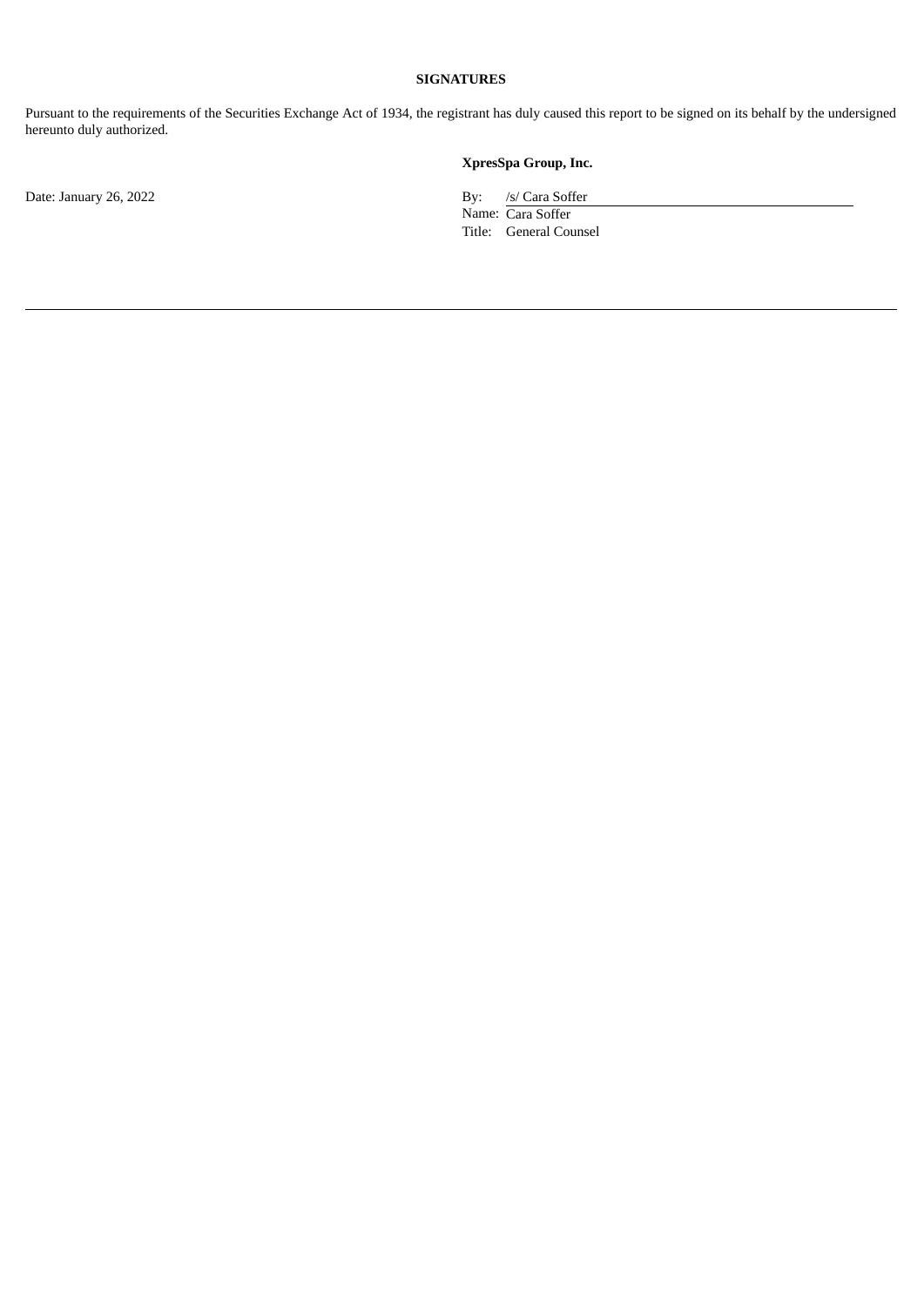**SIGNATURES**

Pursuant to the requirements of the Securities Exchange Act of 1934, the registrant has duly caused this report to be signed on its behalf by the undersigned hereunto duly authorized.

**XpresSpa Group, Inc.**

Date: January 26, 2022

By: /s/ Cara Soffer
Name: Cara Soffer
Title: General Counsel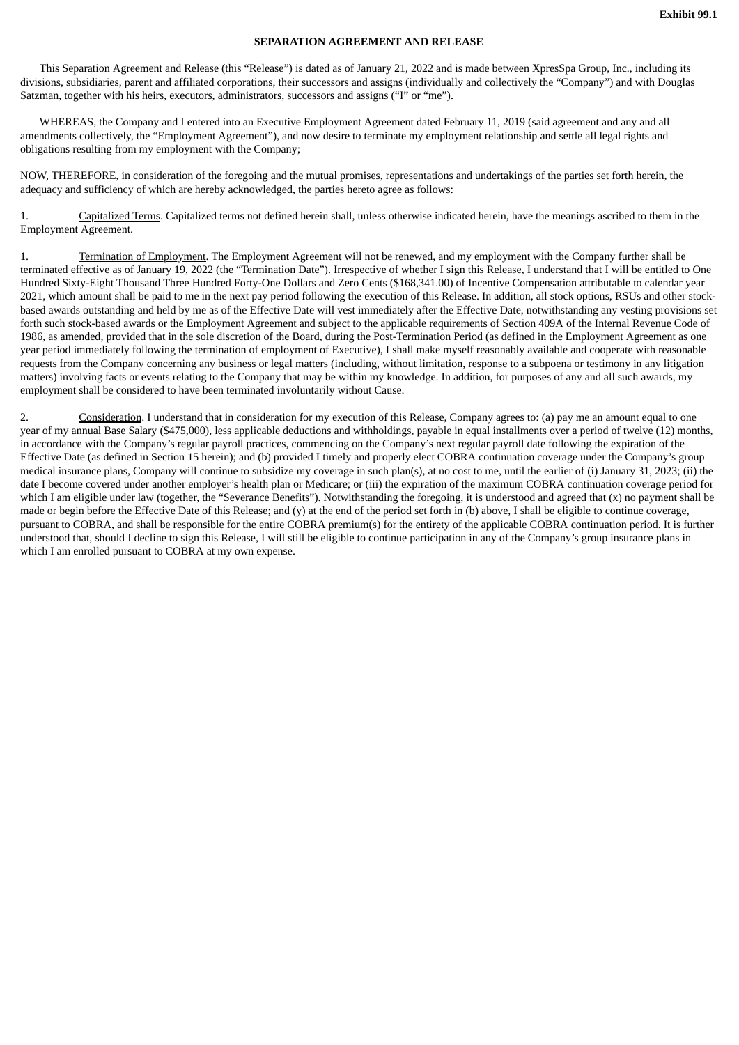**Exhibit 99.1**

**SEPARATION AGREEMENT AND RELEASE**

This Separation Agreement and Release (this "Release") is dated as of January 21, 2022 and is made between XpresSpa Group, Inc., including its divisions, subsidiaries, parent and affiliated corporations, their successors and assigns (individually and collectively the "Company") and with Douglas Satzman, together with his heirs, executors, administrators, successors and assigns ("I" or "me").

WHEREAS, the Company and I entered into an Executive Employment Agreement dated February 11, 2019 (said agreement and any and all amendments collectively, the "Employment Agreement"), and now desire to terminate my employment relationship and settle all legal rights and obligations resulting from my employment with the Company;

NOW, THEREFORE, in consideration of the foregoing and the mutual promises, representations and undertakings of the parties set forth herein, the adequacy and sufficiency of which are hereby acknowledged, the parties hereto agree as follows:

1. Capitalized Terms. Capitalized terms not defined herein shall, unless otherwise indicated herein, have the meanings ascribed to them in the Employment Agreement.

1. Termination of Employment. The Employment Agreement will not be renewed, and my employment with the Company further shall be terminated effective as of January 19, 2022 (the "Termination Date"). Irrespective of whether I sign this Release, I understand that I will be entitled to One Hundred Sixty-Eight Thousand Three Hundred Forty-One Dollars and Zero Cents ($168,341.00) of Incentive Compensation attributable to calendar year 2021, which amount shall be paid to me in the next pay period following the execution of this Release. In addition, all stock options, RSUs and other stock-based awards outstanding and held by me as of the Effective Date will vest immediately after the Effective Date, notwithstanding any vesting provisions set forth such stock-based awards or the Employment Agreement and subject to the applicable requirements of Section 409A of the Internal Revenue Code of 1986, as amended, provided that in the sole discretion of the Board, during the Post-Termination Period (as defined in the Employment Agreement as one year period immediately following the termination of employment of Executive), I shall make myself reasonably available and cooperate with reasonable requests from the Company concerning any business or legal matters (including, without limitation, response to a subpoena or testimony in any litigation matters) involving facts or events relating to the Company that may be within my knowledge. In addition, for purposes of any and all such awards, my employment shall be considered to have been terminated involuntarily without Cause.

2. Consideration. I understand that in consideration for my execution of this Release, Company agrees to: (a) pay me an amount equal to one year of my annual Base Salary ($475,000), less applicable deductions and withholdings, payable in equal installments over a period of twelve (12) months, in accordance with the Company's regular payroll practices, commencing on the Company's next regular payroll date following the expiration of the Effective Date (as defined in Section 15 herein); and (b) provided I timely and properly elect COBRA continuation coverage under the Company's group medical insurance plans, Company will continue to subsidize my coverage in such plan(s), at no cost to me, until the earlier of (i) January 31, 2023; (ii) the date I become covered under another employer's health plan or Medicare; or (iii) the expiration of the maximum COBRA continuation coverage period for which I am eligible under law (together, the "Severance Benefits"). Notwithstanding the foregoing, it is understood and agreed that (x) no payment shall be made or begin before the Effective Date of this Release; and (y) at the end of the period set forth in (b) above, I shall be eligible to continue coverage, pursuant to COBRA, and shall be responsible for the entire COBRA premium(s) for the entirety of the applicable COBRA continuation period. It is further understood that, should I decline to sign this Release, I will still be eligible to continue participation in any of the Company's group insurance plans in which I am enrolled pursuant to COBRA at my own expense.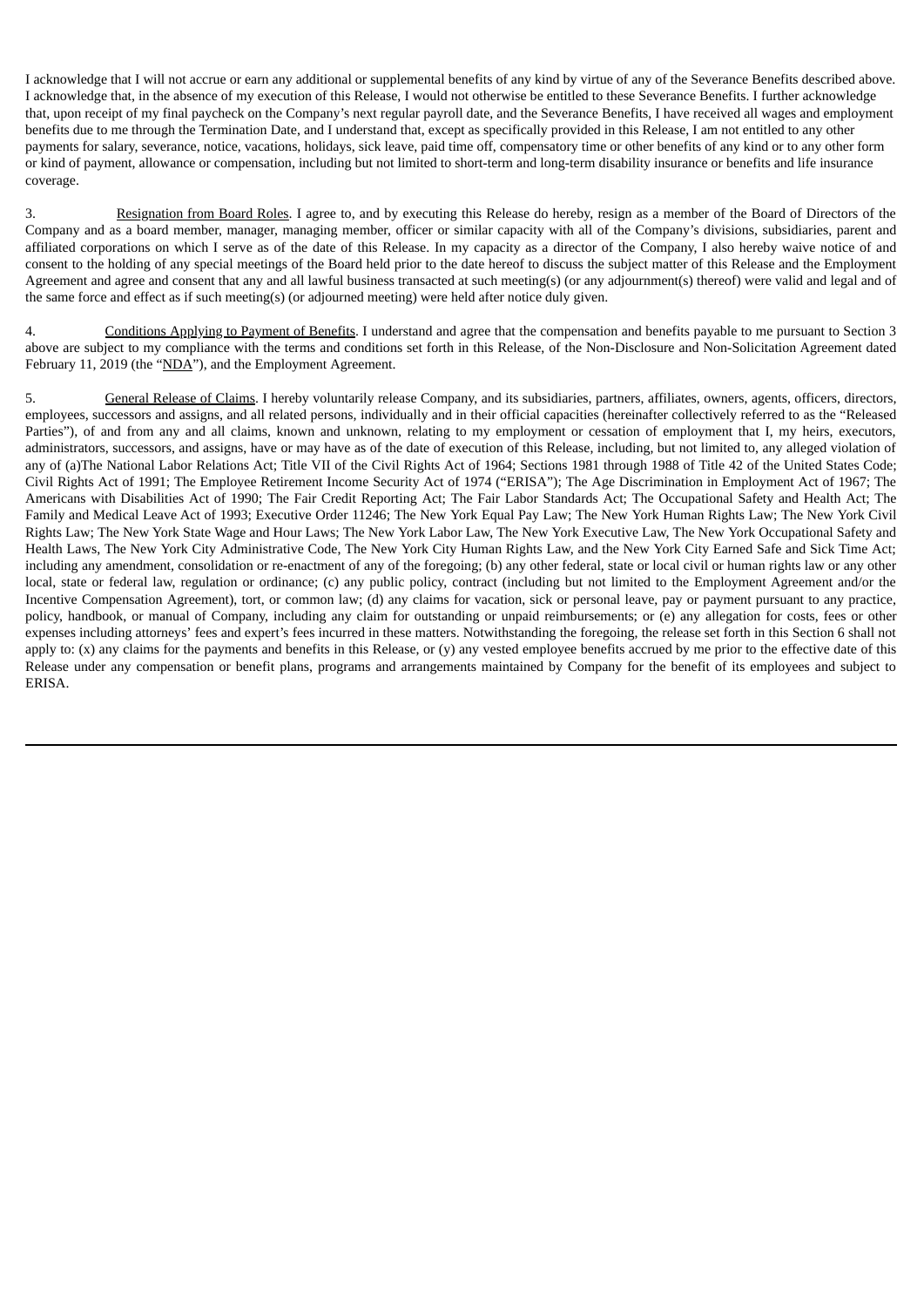I acknowledge that I will not accrue or earn any additional or supplemental benefits of any kind by virtue of any of the Severance Benefits described above. I acknowledge that, in the absence of my execution of this Release, I would not otherwise be entitled to these Severance Benefits. I further acknowledge that, upon receipt of my final paycheck on the Company's next regular payroll date, and the Severance Benefits, I have received all wages and employment benefits due to me through the Termination Date, and I understand that, except as specifically provided in this Release, I am not entitled to any other payments for salary, severance, notice, vacations, holidays, sick leave, paid time off, compensatory time or other benefits of any kind or to any other form or kind of payment, allowance or compensation, including but not limited to short-term and long-term disability insurance or benefits and life insurance coverage.

3. Resignation from Board Roles. I agree to, and by executing this Release do hereby, resign as a member of the Board of Directors of the Company and as a board member, manager, managing member, officer or similar capacity with all of the Company's divisions, subsidiaries, parent and affiliated corporations on which I serve as of the date of this Release. In my capacity as a director of the Company, I also hereby waive notice of and consent to the holding of any special meetings of the Board held prior to the date hereof to discuss the subject matter of this Release and the Employment Agreement and agree and consent that any and all lawful business transacted at such meeting(s) (or any adjournment(s) thereof) were valid and legal and of the same force and effect as if such meeting(s) (or adjourned meeting) were held after notice duly given.

4. Conditions Applying to Payment of Benefits. I understand and agree that the compensation and benefits payable to me pursuant to Section 3 above are subject to my compliance with the terms and conditions set forth in this Release, of the Non-Disclosure and Non-Solicitation Agreement dated February 11, 2019 (the "NDA"), and the Employment Agreement.

5. General Release of Claims. I hereby voluntarily release Company, and its subsidiaries, partners, affiliates, owners, agents, officers, directors, employees, successors and assigns, and all related persons, individually and in their official capacities (hereinafter collectively referred to as the "Released Parties"), of and from any and all claims, known and unknown, relating to my employment or cessation of employment that I, my heirs, executors, administrators, successors, and assigns, have or may have as of the date of execution of this Release, including, but not limited to, any alleged violation of any of (a)The National Labor Relations Act; Title VII of the Civil Rights Act of 1964; Sections 1981 through 1988 of Title 42 of the United States Code; Civil Rights Act of 1991; The Employee Retirement Income Security Act of 1974 ("ERISA"); The Age Discrimination in Employment Act of 1967; The Americans with Disabilities Act of 1990; The Fair Credit Reporting Act; The Fair Labor Standards Act; The Occupational Safety and Health Act; The Family and Medical Leave Act of 1993; Executive Order 11246; The New York Equal Pay Law; The New York Human Rights Law; The New York Civil Rights Law; The New York State Wage and Hour Laws; The New York Labor Law, The New York Executive Law, The New York Occupational Safety and Health Laws, The New York City Administrative Code, The New York City Human Rights Law, and the New York City Earned Safe and Sick Time Act; including any amendment, consolidation or re-enactment of any of the foregoing; (b) any other federal, state or local civil or human rights law or any other local, state or federal law, regulation or ordinance; (c) any public policy, contract (including but not limited to the Employment Agreement and/or the Incentive Compensation Agreement), tort, or common law; (d) any claims for vacation, sick or personal leave, pay or payment pursuant to any practice, policy, handbook, or manual of Company, including any claim for outstanding or unpaid reimbursements; or (e) any allegation for costs, fees or other expenses including attorneys' fees and expert's fees incurred in these matters. Notwithstanding the foregoing, the release set forth in this Section 6 shall not apply to: (x) any claims for the payments and benefits in this Release, or (y) any vested employee benefits accrued by me prior to the effective date of this Release under any compensation or benefit plans, programs and arrangements maintained by Company for the benefit of its employees and subject to ERISA.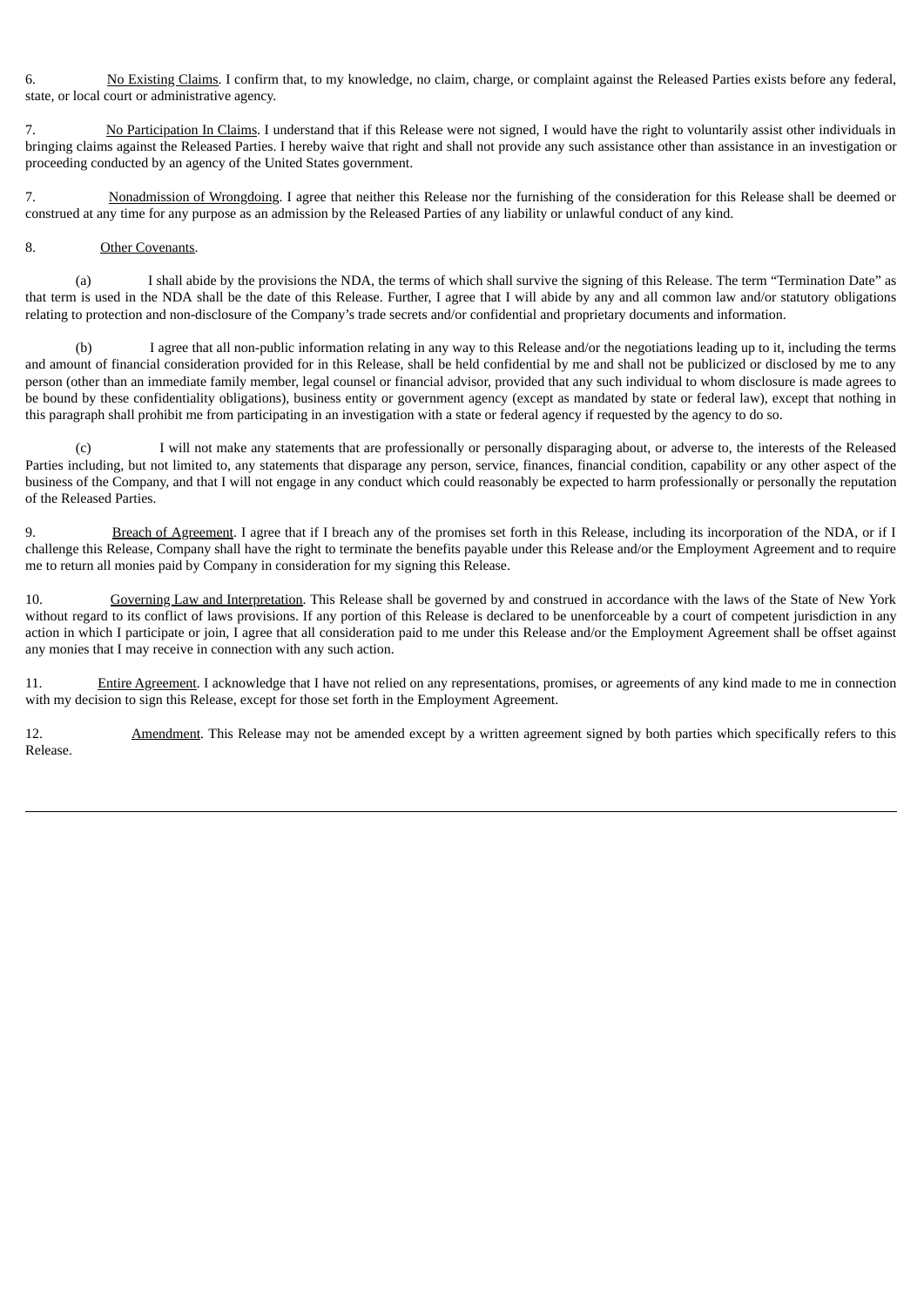6. No Existing Claims. I confirm that, to my knowledge, no claim, charge, or complaint against the Released Parties exists before any federal, state, or local court or administrative agency.

7. No Participation In Claims. I understand that if this Release were not signed, I would have the right to voluntarily assist other individuals in bringing claims against the Released Parties. I hereby waive that right and shall not provide any such assistance other than assistance in an investigation or proceeding conducted by an agency of the United States government.

7. Nonadmission of Wrongdoing. I agree that neither this Release nor the furnishing of the consideration for this Release shall be deemed or construed at any time for any purpose as an admission by the Released Parties of any liability or unlawful conduct of any kind.

8. Other Covenants.

(a) I shall abide by the provisions the NDA, the terms of which shall survive the signing of this Release. The term "Termination Date" as that term is used in the NDA shall be the date of this Release. Further, I agree that I will abide by any and all common law and/or statutory obligations relating to protection and non-disclosure of the Company's trade secrets and/or confidential and proprietary documents and information.

(b) I agree that all non-public information relating in any way to this Release and/or the negotiations leading up to it, including the terms and amount of financial consideration provided for in this Release, shall be held confidential by me and shall not be publicized or disclosed by me to any person (other than an immediate family member, legal counsel or financial advisor, provided that any such individual to whom disclosure is made agrees to be bound by these confidentiality obligations), business entity or government agency (except as mandated by state or federal law), except that nothing in this paragraph shall prohibit me from participating in an investigation with a state or federal agency if requested by the agency to do so.

(c) I will not make any statements that are professionally or personally disparaging about, or adverse to, the interests of the Released Parties including, but not limited to, any statements that disparage any person, service, finances, financial condition, capability or any other aspect of the business of the Company, and that I will not engage in any conduct which could reasonably be expected to harm professionally or personally the reputation of the Released Parties.

9. Breach of Agreement. I agree that if I breach any of the promises set forth in this Release, including its incorporation of the NDA, or if I challenge this Release, Company shall have the right to terminate the benefits payable under this Release and/or the Employment Agreement and to require me to return all monies paid by Company in consideration for my signing this Release.

10. Governing Law and Interpretation. This Release shall be governed by and construed in accordance with the laws of the State of New York without regard to its conflict of laws provisions. If any portion of this Release is declared to be unenforceable by a court of competent jurisdiction in any action in which I participate or join, I agree that all consideration paid to me under this Release and/or the Employment Agreement shall be offset against any monies that I may receive in connection with any such action.

11. Entire Agreement. I acknowledge that I have not relied on any representations, promises, or agreements of any kind made to me in connection with my decision to sign this Release, except for those set forth in the Employment Agreement.

12. Amendment. This Release may not be amended except by a written agreement signed by both parties which specifically refers to this Release.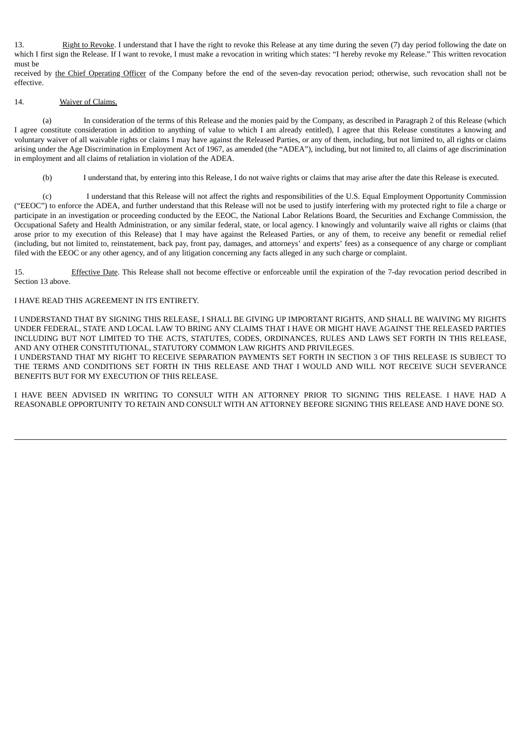13. Right to Revoke. I understand that I have the right to revoke this Release at any time during the seven (7) day period following the date on which I first sign the Release. If I want to revoke, I must make a revocation in writing which states: "I hereby revoke my Release." This written revocation must be

received by the Chief Operating Officer of the Company before the end of the seven-day revocation period; otherwise, such revocation shall not be effective.

14. Waiver of Claims.

(a) In consideration of the terms of this Release and the monies paid by the Company, as described in Paragraph 2 of this Release (which I agree constitute consideration in addition to anything of value to which I am already entitled), I agree that this Release constitutes a knowing and voluntary waiver of all waivable rights or claims I may have against the Released Parties, or any of them, including, but not limited to, all rights or claims arising under the Age Discrimination in Employment Act of 1967, as amended (the "ADEA"), including, but not limited to, all claims of age discrimination in employment and all claims of retaliation in violation of the ADEA.

(b) I understand that, by entering into this Release, I do not waive rights or claims that may arise after the date this Release is executed.

(c) I understand that this Release will not affect the rights and responsibilities of the U.S. Equal Employment Opportunity Commission ("EEOC") to enforce the ADEA, and further understand that this Release will not be used to justify interfering with my protected right to file a charge or participate in an investigation or proceeding conducted by the EEOC, the National Labor Relations Board, the Securities and Exchange Commission, the Occupational Safety and Health Administration, or any similar federal, state, or local agency. I knowingly and voluntarily waive all rights or claims (that arose prior to my execution of this Release) that I may have against the Released Parties, or any of them, to receive any benefit or remedial relief (including, but not limited to, reinstatement, back pay, front pay, damages, and attorneys' and experts' fees) as a consequence of any charge or compliant filed with the EEOC or any other agency, and of any litigation concerning any facts alleged in any such charge or complaint.

15. Effective Date. This Release shall not become effective or enforceable until the expiration of the 7-day revocation period described in Section 13 above.

I HAVE READ THIS AGREEMENT IN ITS ENTIRETY.

I UNDERSTAND THAT BY SIGNING THIS RELEASE, I SHALL BE GIVING UP IMPORTANT RIGHTS, AND SHALL BE WAIVING MY RIGHTS UNDER FEDERAL, STATE AND LOCAL LAW TO BRING ANY CLAIMS THAT I HAVE OR MIGHT HAVE AGAINST THE RELEASED PARTIES INCLUDING BUT NOT LIMITED TO THE ACTS, STATUTES, CODES, ORDINANCES, RULES AND LAWS SET FORTH IN THIS RELEASE, AND ANY OTHER CONSTITUTIONAL, STATUTORY COMMON LAW RIGHTS AND PRIVILEGES.
I UNDERSTAND THAT MY RIGHT TO RECEIVE SEPARATION PAYMENTS SET FORTH IN SECTION 3 OF THIS RELEASE IS SUBJECT TO THE TERMS AND CONDITIONS SET FORTH IN THIS RELEASE AND THAT I WOULD AND WILL NOT RECEIVE SUCH SEVERANCE BENEFITS BUT FOR MY EXECUTION OF THIS RELEASE.

I HAVE BEEN ADVISED IN WRITING TO CONSULT WITH AN ATTORNEY PRIOR TO SIGNING THIS RELEASE. I HAVE HAD A REASONABLE OPPORTUNITY TO RETAIN AND CONSULT WITH AN ATTORNEY BEFORE SIGNING THIS RELEASE AND HAVE DONE SO.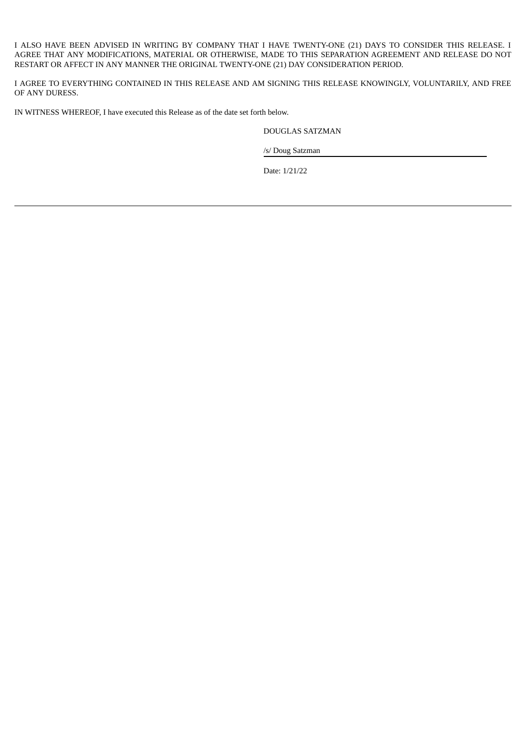I ALSO HAVE BEEN ADVISED IN WRITING BY COMPANY THAT I HAVE TWENTY-ONE (21) DAYS TO CONSIDER THIS RELEASE. I AGREE THAT ANY MODIFICATIONS, MATERIAL OR OTHERWISE, MADE TO THIS SEPARATION AGREEMENT AND RELEASE DO NOT RESTART OR AFFECT IN ANY MANNER THE ORIGINAL TWENTY-ONE (21) DAY CONSIDERATION PERIOD.

I AGREE TO EVERYTHING CONTAINED IN THIS RELEASE AND AM SIGNING THIS RELEASE KNOWINGLY, VOLUNTARILY, AND FREE OF ANY DURESS.

IN WITNESS WHEREOF, I have executed this Release as of the date set forth below.

DOUGLAS SATZMAN

/s/ Doug Satzman

Date: 1/21/22